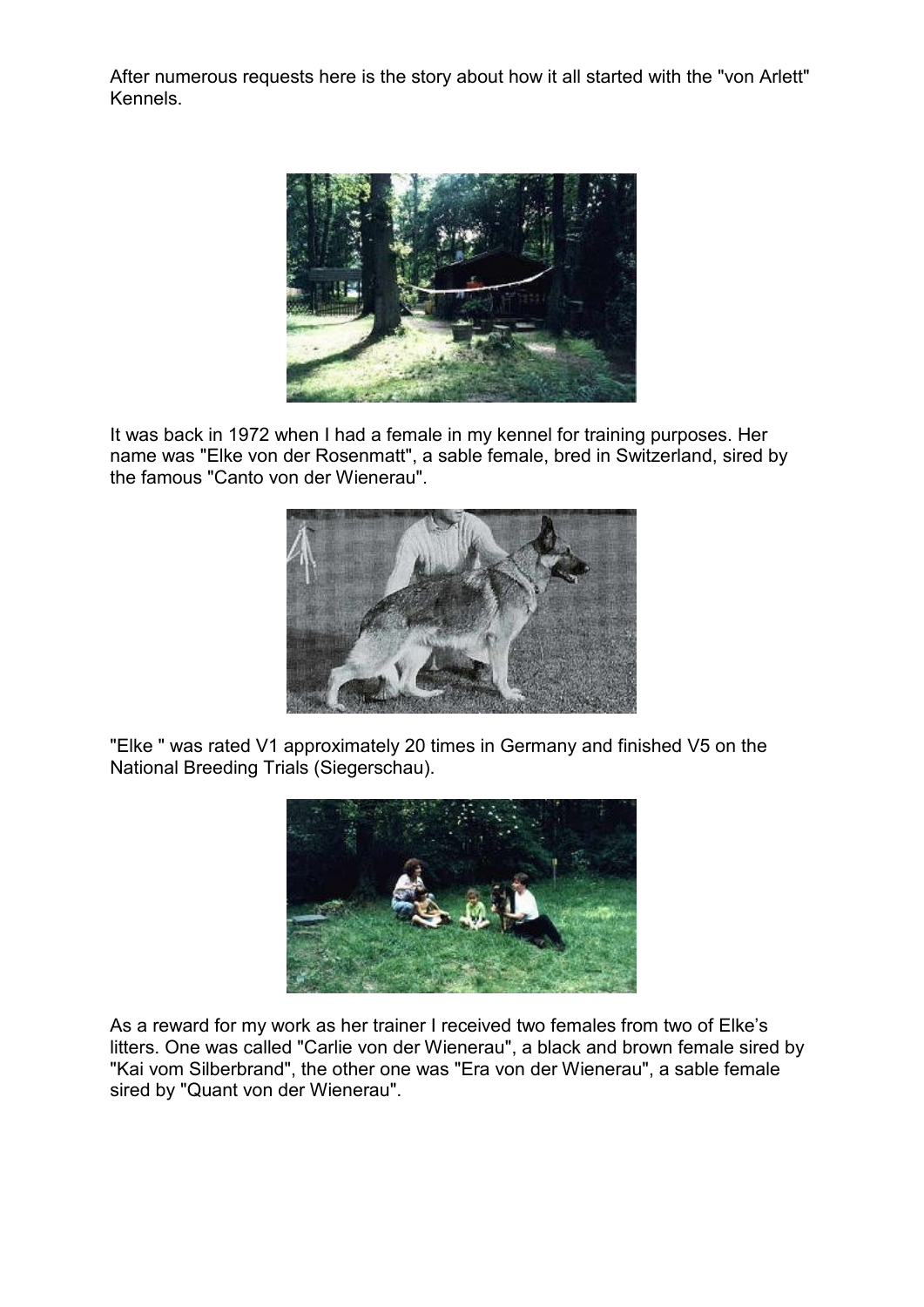After numerous requests here is the story about how it all started with the "von Arlett" Kennels.

It was back in 1972 when I had a female in my kennel for training purposes. Her name was "Elke von der Rosenmatt", a sable female, bred in Switzerland, sired by the famous "Canto von der Wienerau".

"Elke " was rated V1 approximately 20 times in Germany and finished V5 on the National Breeding Trials (Siegerschau).

As a reward for my work as her trainer I received two females from two of Elke's litters. One was called "Carlie von der Wienerau", a black and brown female sired by "Kai vom Silberbrand", the other one was "Era von der Wienerau", a sable female sired by "Quant von der Wienerau".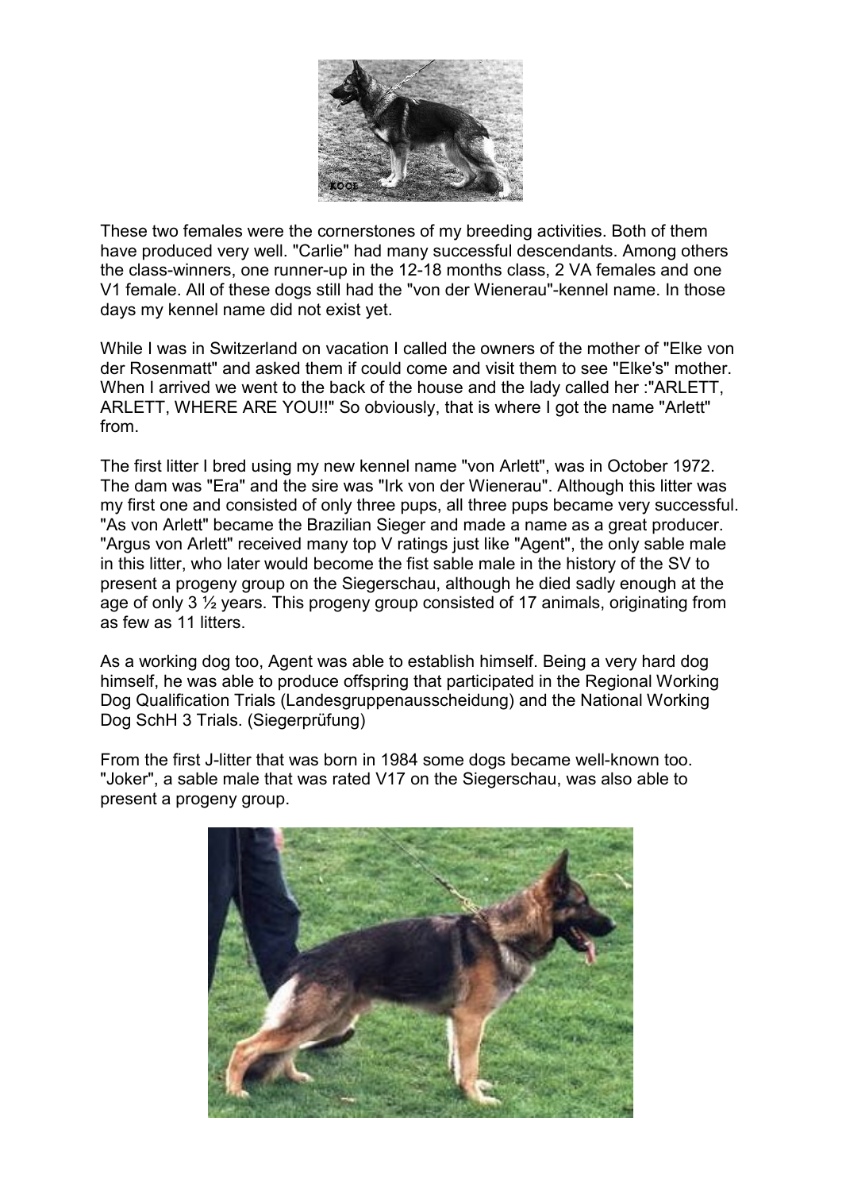These two females were the cornerstones of my breeding activities. Both of them have produced very well. "Carlie" had many successful descendants. Among others the class-winners, one runner-up in the 12-18 months class, 2 VA females and one V1 female. All of these dogs still had the "von der Wienerau"-kennel name. In those days my kennel name did not exist yet.

While I was in Switzerland on vacation I called the owners of the mother of "Elke von der Rosenmatt" and asked them if could come and visit them to see "Elke's" mother. When I arrived we went to the back of the house and the lady called her :"ARLETT, ARLETT, WHERE ARE YOU!!" So obviously, that is where I got the name "Arlett" from.

The first litter I bred using my new kennel name "von Arlett", was in October 1972. The dam was "Era" and the sire was "Irk von der Wienerau". Although this litter was my first one and consisted of only three pups, all three pups became very successful. "As von Arlett" became the Brazilian Sieger and made a name as a great producer. "Argus von Arlett" received many top V ratings just like "Agent", the only sable male in this litter, who later would become the fist sable male in the history of the SV to present a progeny group on the Siegerschau, although he died sadly enough at the age of only 3 ½ years. This progeny group consisted of 17 animals, originating from as few as 11 litters.

As a working dog too, Agent was able to establish himself. Being a very hard dog himself, he was able to produce offspring that participated in the Regional Working Dog Qualification Trials (Landesgruppenausscheidung) and the National Working Dog SchH 3 Trials. (Siegerprüfung)

From the first J-litter that was born in 1984 some dogs became well-known too. "Joker", a sable male that was rated V17 on the Siegerschau, was also able to present a progeny group.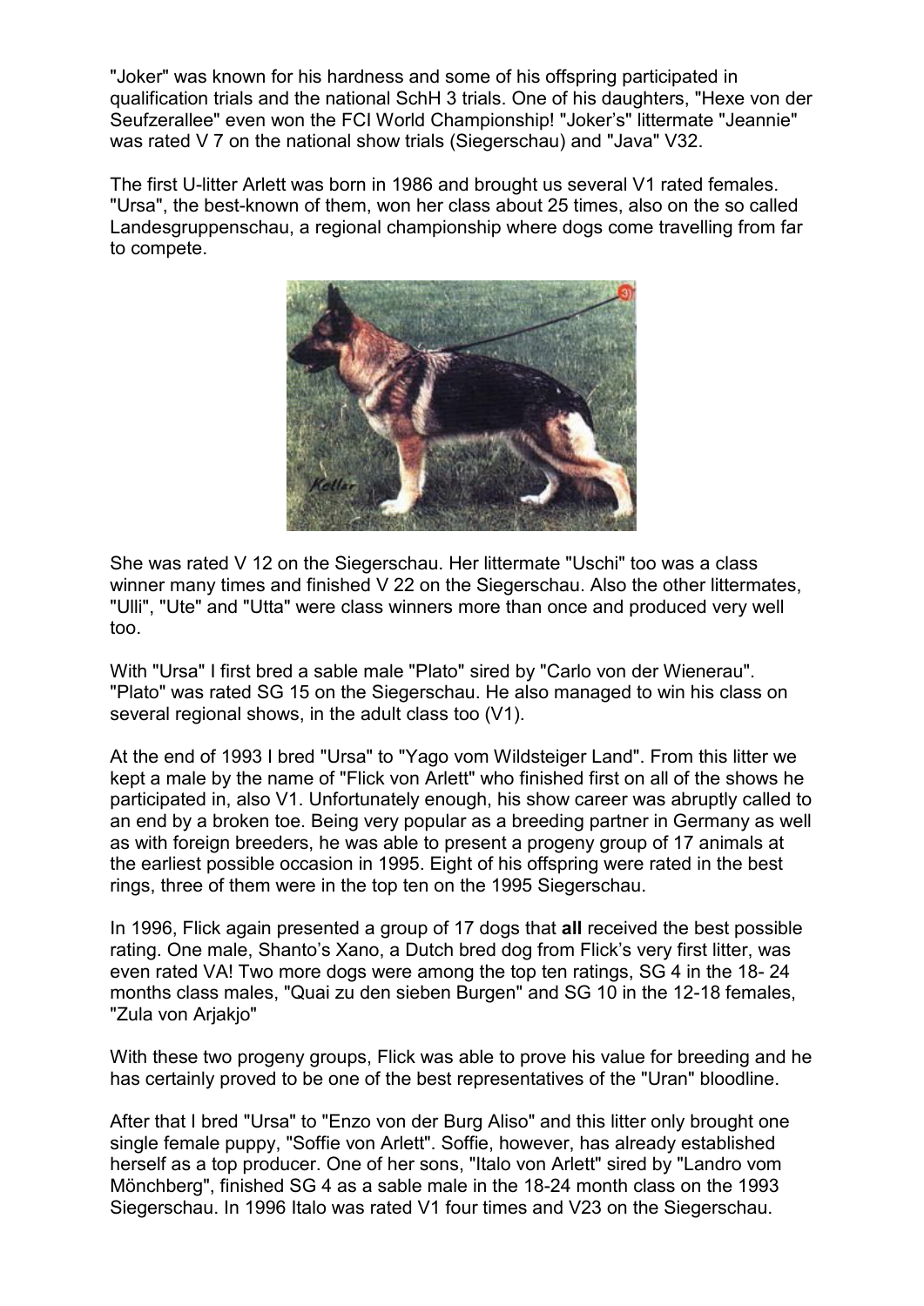"Joker" was known for his hardness and some of his offspring participated in qualification trials and the national SchH 3 trials. One of his daughters, "Hexe von der Seufzerallee" even won the FCI World Championship! "Joker's" littermate "Jeannie" was rated V 7 on the national show trials (Siegerschau) and "Java" V32.

The first U-litter Arlett was born in 1986 and brought us several V1 rated females. "Ursa", the best-known of them, won her class about 25 times, also on the so called Landesgruppenschau, a regional championship where dogs come travelling from far to compete.

She was rated V 12 on the Siegerschau. Her littermate "Uschi" too was a class winner many times and finished V 22 on the Siegerschau. Also the other littermates, "Ulli", "Ute" and "Utta" were class winners more than once and produced very well too.

With "Ursa" I first bred a sable male "Plato" sired by "Carlo von der Wienerau". "Plato" was rated SG 15 on the Siegerschau. He also managed to win his class on several regional shows, in the adult class too (V1).

At the end of 1993 I bred "Ursa" to "Yago vom Wildsteiger Land". From this litter we kept a male by the name of "Flick von Arlett" who finished first on all of the shows he participated in, also V1. Unfortunately enough, his show career was abruptly called to an end by a broken toe. Being very popular as a breeding partner in Germany as well as with foreign breeders, he was able to present a progeny group of 17 animals at the earliest possible occasion in 1995. Eight of his offspring were rated in the best rings, three of them were in the top ten on the 1995 Siegerschau.

In 1996, Flick again presented a group of 17 dogs that **all** received the best possible rating. One male, Shanto's Xano, a Dutch bred dog from Flick's very first litter, was even rated VA! Two more dogs were among the top ten ratings, SG 4 in the 18- 24 months class males, "Quai zu den sieben Burgen" and SG 10 in the 12-18 females, "Zula von Arjakjo"

With these two progeny groups, Flick was able to prove his value for breeding and he has certainly proved to be one of the best representatives of the "Uran" bloodline.

After that I bred "Ursa" to "Enzo von der Burg Aliso" and this litter only brought one single female puppy, "Soffie von Arlett". Soffie, however, has already established herself as a top producer. One of her sons, "Italo von Arlett" sired by "Landro vom Mönchberg", finished SG 4 as a sable male in the 18-24 month class on the 1993 Siegerschau. In 1996 Italo was rated V1 four times and V23 on the Siegerschau.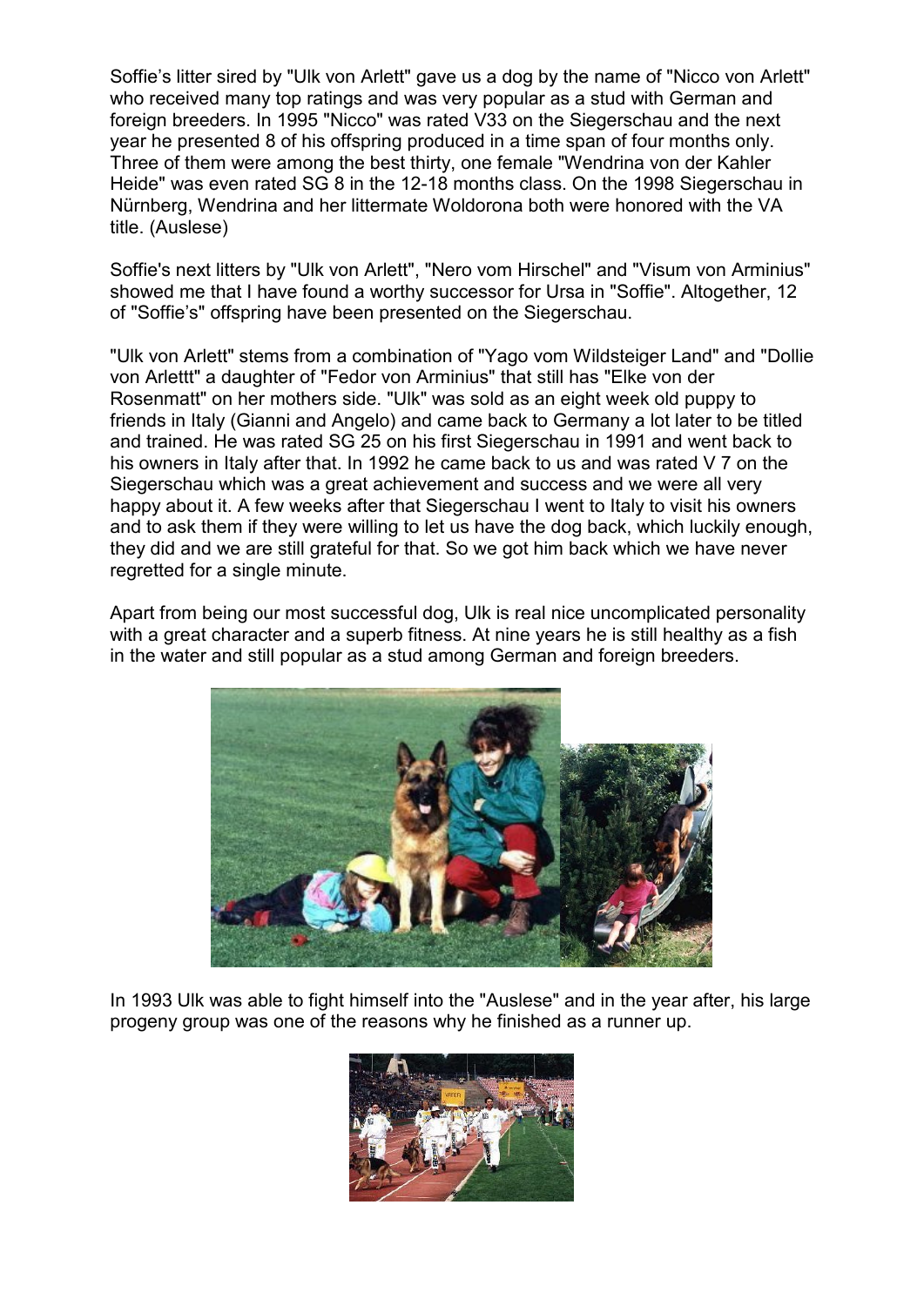Soffie's litter sired by "Ulk von Arlett" gave us a dog by the name of "Nicco von Arlett" who received many top ratings and was very popular as a stud with German and foreign breeders. In 1995 "Nicco" was rated V33 on the Siegerschau and the next year he presented 8 of his offspring produced in a time span of four months only. Three of them were among the best thirty, one female "Wendrina von der Kahler Heide" was even rated SG 8 in the 12-18 months class. On the 1998 Siegerschau in Nürnberg, Wendrina and her littermate Woldorona both were honored with the VA title. (Auslese)

Soffie's next litters by "Ulk von Arlett", "Nero vom Hirschel" and "Visum von Arminius" showed me that I have found a worthy successor for Ursa in "Soffie". Altogether, 12 of "Soffie's" offspring have been presented on the Siegerschau.

"Ulk von Arlett" stems from a combination of "Yago vom Wildsteiger Land" and "Dollie von Arlettt" a daughter of "Fedor von Arminius" that still has "Elke von der Rosenmatt" on her mothers side. "Ulk" was sold as an eight week old puppy to friends in Italy (Gianni and Angelo) and came back to Germany a lot later to be titled and trained. He was rated SG 25 on his first Siegerschau in 1991 and went back to his owners in Italy after that. In 1992 he came back to us and was rated V 7 on the Siegerschau which was a great achievement and success and we were all very happy about it. A few weeks after that Siegerschau I went to Italy to visit his owners and to ask them if they were willing to let us have the dog back, which luckily enough, they did and we are still grateful for that. So we got him back which we have never regretted for a single minute.

Apart from being our most successful dog, Ulk is real nice uncomplicated personality with a great character and a superb fitness. At nine years he is still healthy as a fish in the water and still popular as a stud among German and foreign breeders.

In 1993 Ulk was able to fight himself into the "Auslese" and in the year after, his large progeny group was one of the reasons why he finished as a runner up.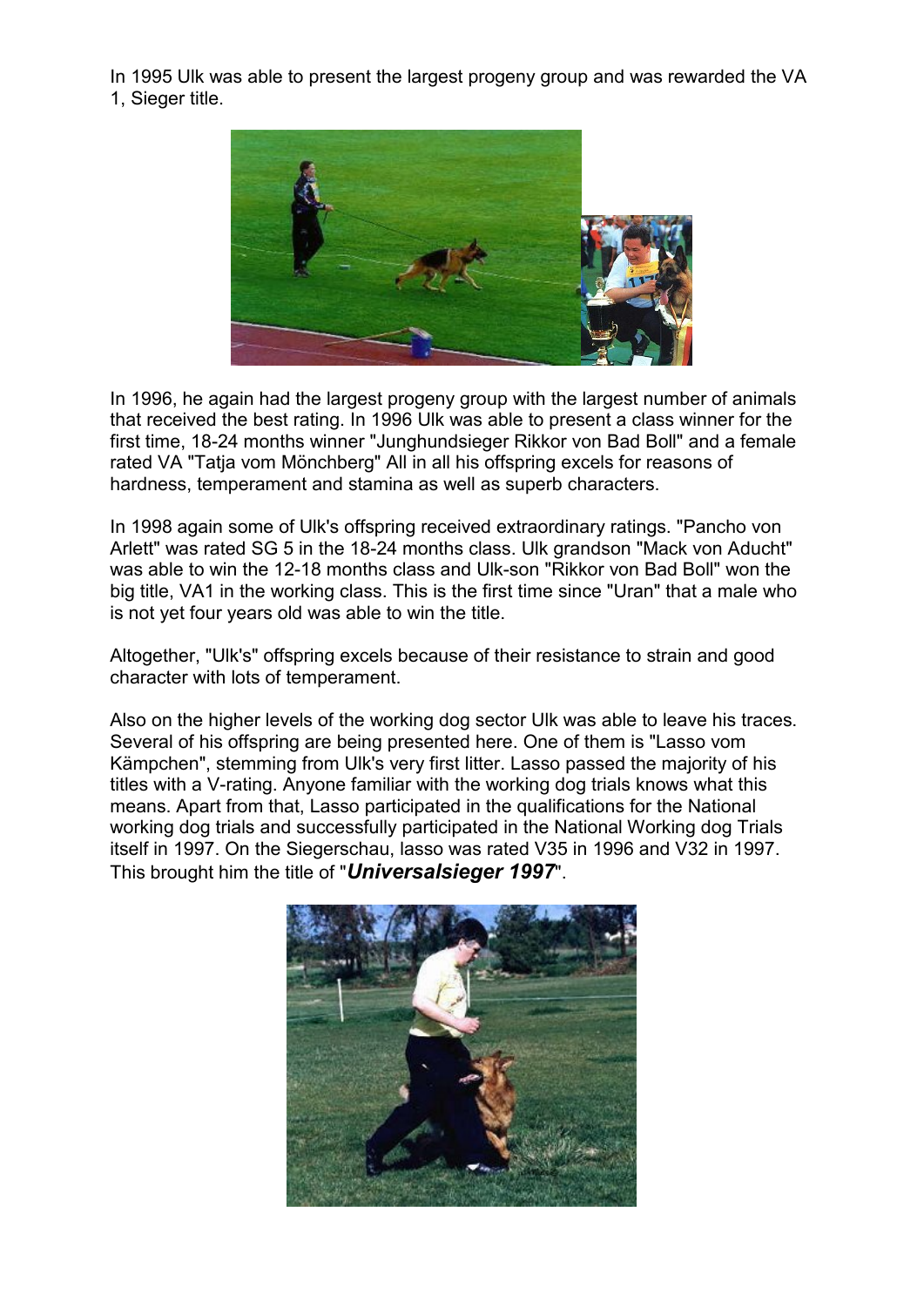In 1995 Ulk was able to present the largest progeny group and was rewarded the VA 1, Sieger title.

In 1996, he again had the largest progeny group with the largest number of animals that received the best rating. In 1996 Ulk was able to present a class winner for the first time, 18-24 months winner "Junghundsieger Rikkor von Bad Boll" and a female rated VA "Tatja vom Mönchberg" All in all his offspring excels for reasons of hardness, temperament and stamina as well as superb characters.

In 1998 again some of Ulk's offspring received extraordinary ratings. "Pancho von Arlett" was rated SG 5 in the 18-24 months class. Ulk grandson "Mack von Aducht" was able to win the 12-18 months class and Ulk-son "Rikkor von Bad Boll" won the big title, VA1 in the working class. This is the first time since "Uran" that a male who is not yet four years old was able to win the title.

Altogether, "Ulk's" offspring excels because of their resistance to strain and good character with lots of temperament.

Also on the higher levels of the working dog sector Ulk was able to leave his traces. Several of his offspring are being presented here. One of them is "Lasso vom Kämpchen", stemming from Ulk's very first litter. Lasso passed the majority of his titles with a V-rating. Anyone familiar with the working dog trials knows what this means. Apart from that, Lasso participated in the qualifications for the National working dog trials and successfully participated in the National Working dog Trials itself in 1997. On the Siegerschau, lasso was rated V35 in 1996 and V32 in 1997. This brought him the title of "***Universalsieger 1997***".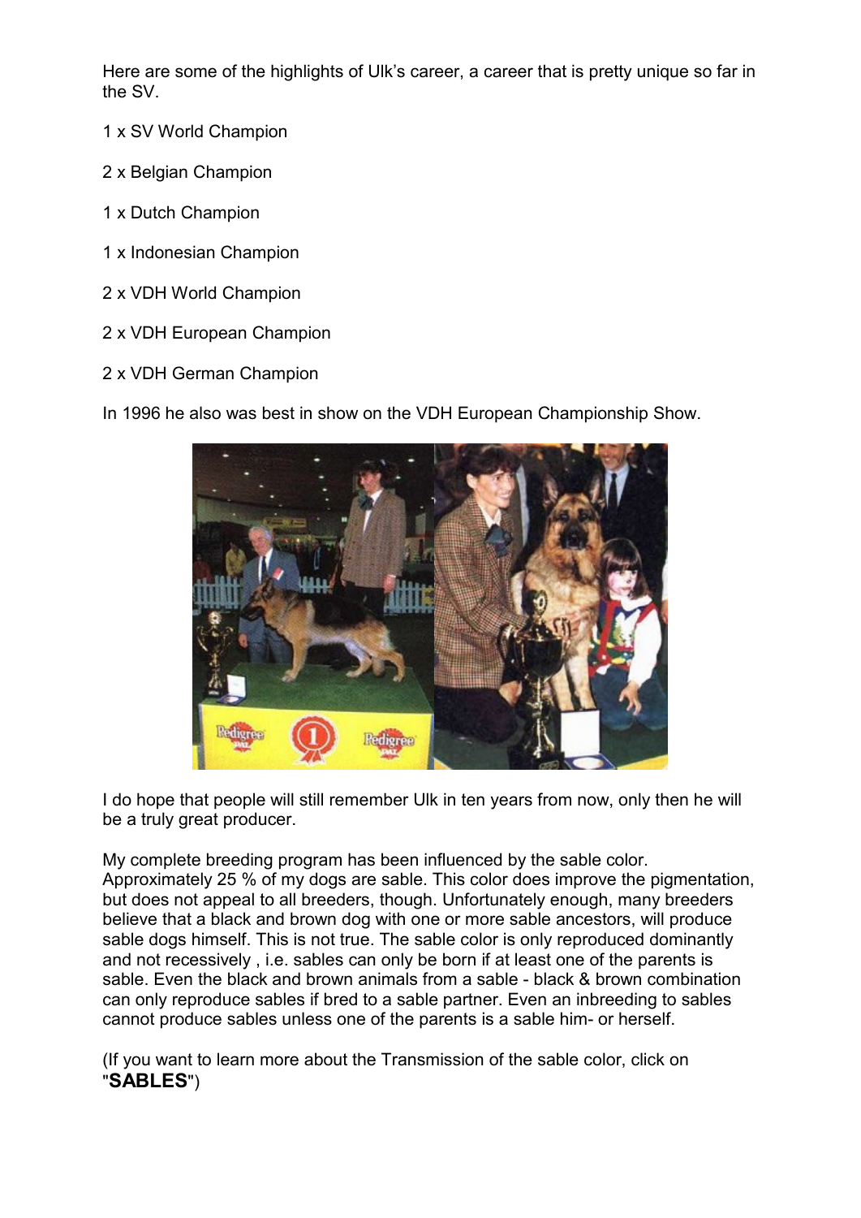Here are some of the highlights of Ulk's career, a career that is pretty unique so far in the SV.

1 x SV World Champion

2 x Belgian Champion

1 x Dutch Champion

1 x Indonesian Champion

2 x VDH World Champion

2 x VDH European Champion

2 x VDH German Champion

In 1996 he also was best in show on the VDH European Championship Show.

I do hope that people will still remember Ulk in ten years from now, only then he will be a truly great producer.

My complete breeding program has been influenced by the sable color. Approximately 25 % of my dogs are sable. This color does improve the pigmentation, but does not appeal to all breeders, though. Unfortunately enough, many breeders believe that a black and brown dog with one or more sable ancestors, will produce sable dogs himself. This is not true. The sable color is only reproduced dominantly and not recessively , i.e. sables can only be born if at least one of the parents is sable. Even the black and brown animals from a sable - black & brown combination can only reproduce sables if bred to a sable partner. Even an inbreeding to sables cannot produce sables unless one of the parents is a sable him- or herself.

(If you want to learn more about the Transmission of the sable color, click on "**SABLES**")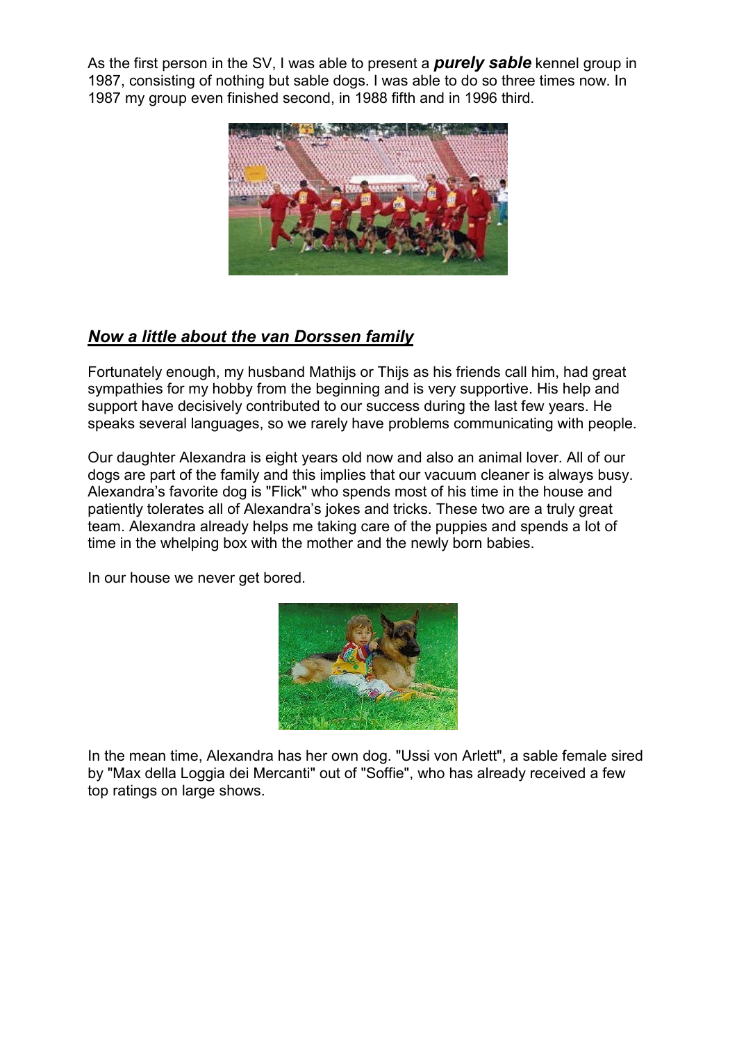As the first person in the SV, I was able to present a ***purely sable*** kennel group in 1987, consisting of nothing but sable dogs. I was able to do so three times now. In 1987 my group even finished second, in 1988 fifth and in 1996 third.

## ***Now a little about the van Dorssen family***

Fortunately enough, my husband Mathijs or Thijs as his friends call him, had great sympathies for my hobby from the beginning and is very supportive. His help and support have decisively contributed to our success during the last few years. He speaks several languages, so we rarely have problems communicating with people.

Our daughter Alexandra is eight years old now and also an animal lover. All of our dogs are part of the family and this implies that our vacuum cleaner is always busy. Alexandra's favorite dog is "Flick" who spends most of his time in the house and patiently tolerates all of Alexandra's jokes and tricks. These two are a truly great team. Alexandra already helps me taking care of the puppies and spends a lot of time in the whelping box with the mother and the newly born babies.

In our house we never get bored.

In the mean time, Alexandra has her own dog. "Ussi von Arlett", a sable female sired by "Max della Loggia dei Mercanti" out of "Soffie", who has already received a few top ratings on large shows.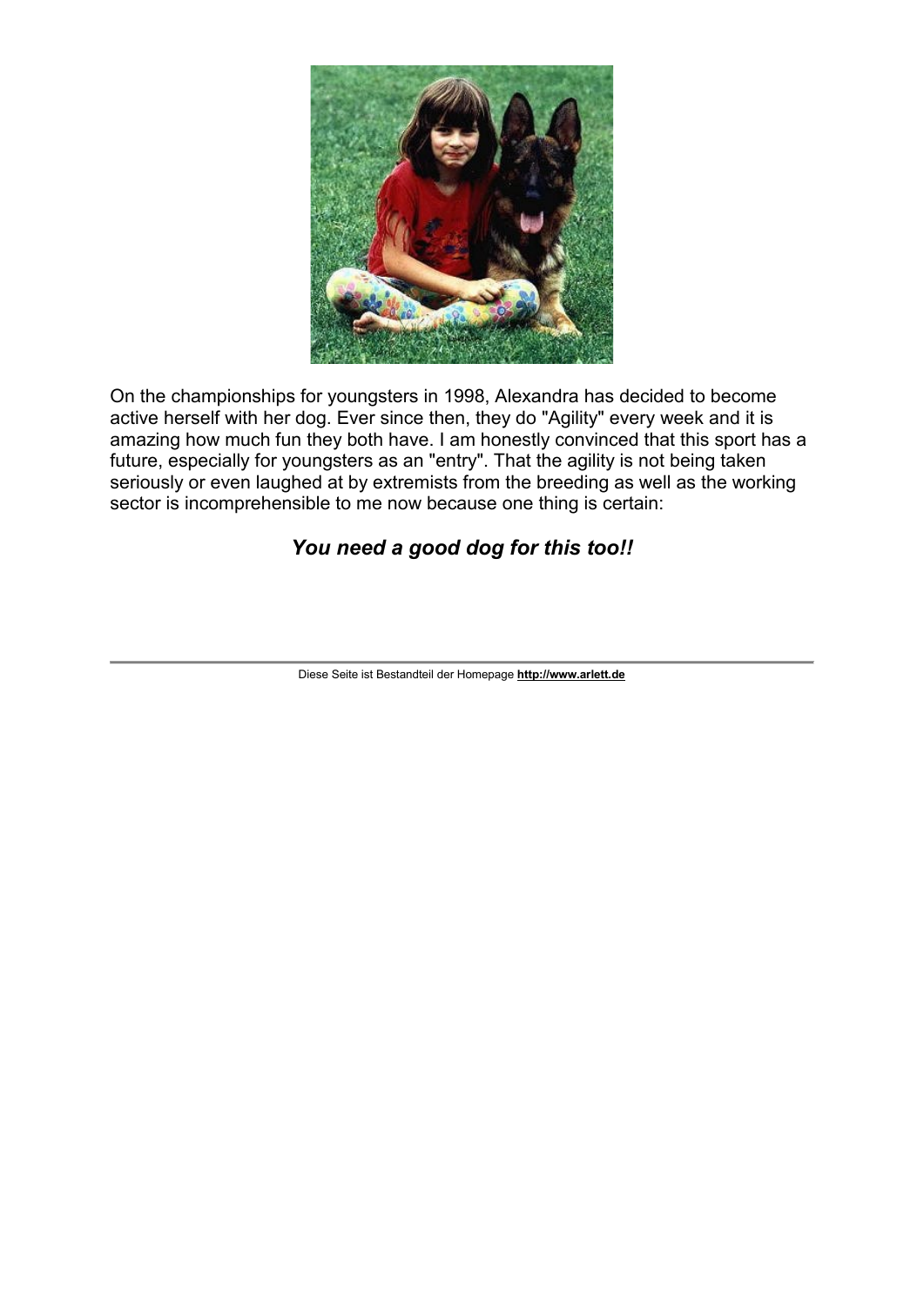On the championships for youngsters in 1998, Alexandra has decided to become active herself with her dog. Ever since then, they do "Agility" every week and it is amazing how much fun they both have. I am honestly convinced that this sport has a future, especially for youngsters as an "entry". That the agility is not being taken seriously or even laughed at by extremists from the breeding as well as the working sector is incomprehensible to me now because one thing is certain:

***You need a good dog for this too!!***

---

Diese Seite ist Bestandteil der Homepage **http://www.arlett.de**